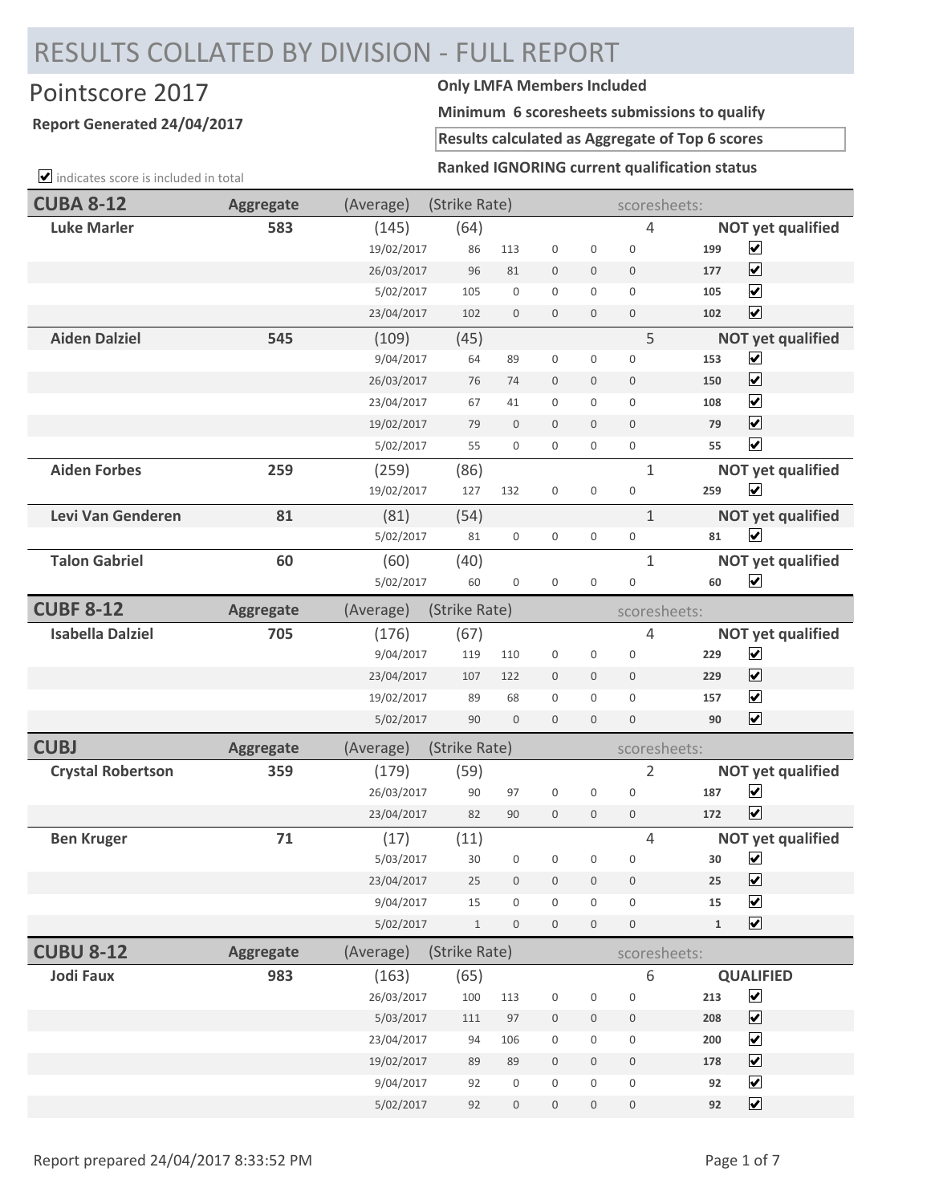# RESULTS COLLATED BY DIVISION - FULL REPORT

## Pointscore 2017

**Report Generated 24/04/2017**

**Only LMFA Members Included**

**Minimum 6 scoresheets submissions to qualify**

**Results calculated as Aggregate of Top 6 scores**

**Ranked IGNORING current qualification status**

☑ indicates score is included in total

| **CUBA 8-12** | **Aggregate** | (Average) | (Strike Rate) | | | | | scoresheets: | | |
|---|---|---|---|---|---|---|---|---|---|---|
| **Luke Marler** | **583** | (145) | (64) | | | | | 4 | **NOT yet qualified** | |
| | | 19/02/2017 | 86 | 113 | 0 | 0 | 0 | | 199 | ☑ |
| | | 26/03/2017 | 96 | 81 | 0 | 0 | 0 | | 177 | ☑ |
| | | 5/02/2017 | 105 | 0 | 0 | 0 | 0 | | 105 | ☑ |
| | | 23/04/2017 | 102 | 0 | 0 | 0 | 0 | | 102 | ☑ |
| **Aiden Dalziel** | **545** | (109) | (45) | | | | | 5 | **NOT yet qualified** | |
| | | 9/04/2017 | 64 | 89 | 0 | 0 | 0 | | 153 | ☑ |
| | | 26/03/2017 | 76 | 74 | 0 | 0 | 0 | | 150 | ☑ |
| | | 23/04/2017 | 67 | 41 | 0 | 0 | 0 | | 108 | ☑ |
| | | 19/02/2017 | 79 | 0 | 0 | 0 | 0 | | 79 | ☑ |
| | | 5/02/2017 | 55 | 0 | 0 | 0 | 0 | | 55 | ☑ |
| **Aiden Forbes** | **259** | (259) | (86) | | | | | 1 | **NOT yet qualified** | |
| | | 19/02/2017 | 127 | 132 | 0 | 0 | 0 | | 259 | ☑ |
| **Levi Van Genderen** | **81** | (81) | (54) | | | | | 1 | **NOT yet qualified** | |
| | | 5/02/2017 | 81 | 0 | 0 | 0 | 0 | | 81 | ☑ |
| **Talon Gabriel** | **60** | (60) | (40) | | | | | 1 | **NOT yet qualified** | |
| | | 5/02/2017 | 60 | 0 | 0 | 0 | 0 | | 60 | ☑ |

| **CUBF 8-12** | **Aggregate** | (Average) | (Strike Rate) | | | | | scoresheets: | | |
|---|---|---|---|---|---|---|---|---|---|---|
| **Isabella Dalziel** | **705** | (176) | (67) | | | | | 4 | **NOT yet qualified** | |
| | | 9/04/2017 | 119 | 110 | 0 | 0 | 0 | | 229 | ☑ |
| | | 23/04/2017 | 107 | 122 | 0 | 0 | 0 | | 229 | ☑ |
| | | 19/02/2017 | 89 | 68 | 0 | 0 | 0 | | 157 | ☑ |
| | | 5/02/2017 | 90 | 0 | 0 | 0 | 0 | | 90 | ☑ |

| **CUBJ** | **Aggregate** | (Average) | (Strike Rate) | | | | | scoresheets: | | |
|---|---|---|---|---|---|---|---|---|---|---|
| **Crystal Robertson** | **359** | (179) | (59) | | | | | 2 | **NOT yet qualified** | |
| | | 26/03/2017 | 90 | 97 | 0 | 0 | 0 | | 187 | ☑ |
| | | 23/04/2017 | 82 | 90 | 0 | 0 | 0 | | 172 | ☑ |
| **Ben Kruger** | **71** | (17) | (11) | | | | | 4 | **NOT yet qualified** | |
| | | 5/03/2017 | 30 | 0 | 0 | 0 | 0 | | 30 | ☑ |
| | | 23/04/2017 | 25 | 0 | 0 | 0 | 0 | | 25 | ☑ |
| | | 9/04/2017 | 15 | 0 | 0 | 0 | 0 | | 15 | ☑ |
| | | 5/02/2017 | 1 | 0 | 0 | 0 | 0 | | 1 | ☑ |

| **CUBU 8-12** | **Aggregate** | (Average) | (Strike Rate) | | | | | scoresheets: | | |
|---|---|---|---|---|---|---|---|---|---|---|
| **Jodi Faux** | **983** | (163) | (65) | | | | | 6 | **QUALIFIED** | |
| | | 26/03/2017 | 100 | 113 | 0 | 0 | 0 | | 213 | ☑ |
| | | 5/03/2017 | 111 | 97 | 0 | 0 | 0 | | 208 | ☑ |
| | | 23/04/2017 | 94 | 106 | 0 | 0 | 0 | | 200 | ☑ |
| | | 19/02/2017 | 89 | 89 | 0 | 0 | 0 | | 178 | ☑ |
| | | 9/04/2017 | 92 | 0 | 0 | 0 | 0 | | 92 | ☑ |
| | | 5/02/2017 | 92 | 0 | 0 | 0 | 0 | | 92 | ☑ |

Report prepared 24/04/2017 8:33:52 PM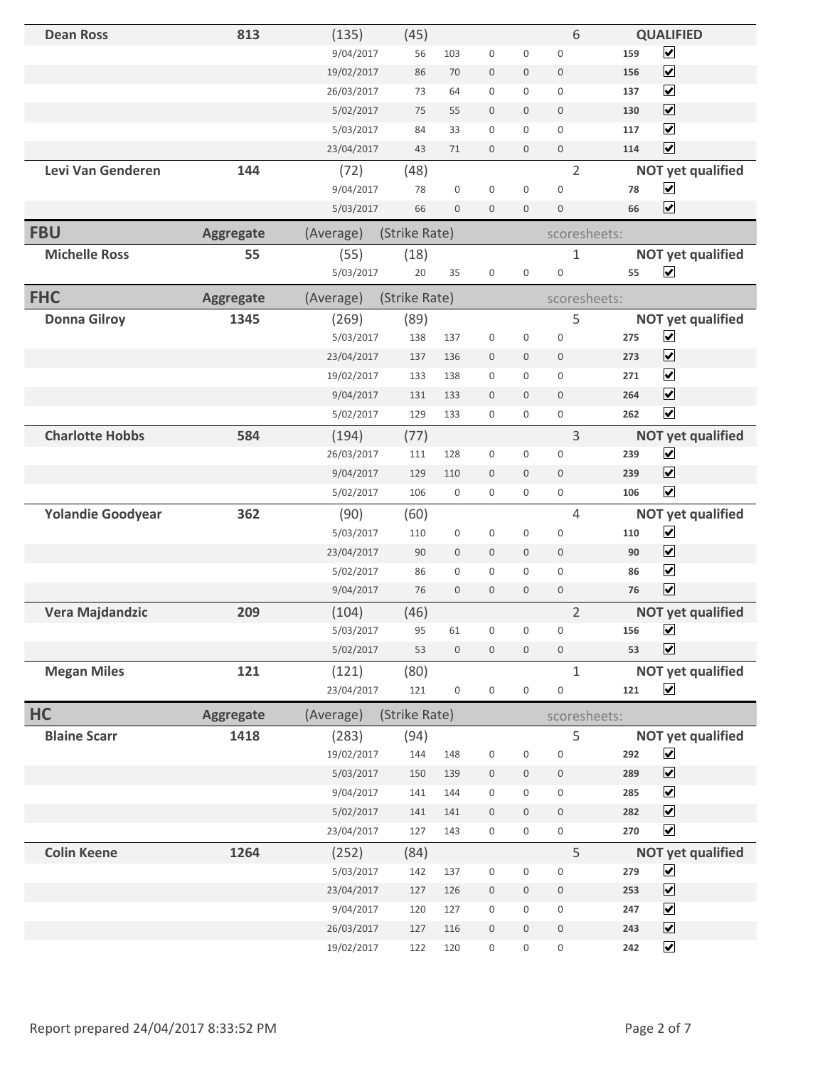| | | | | | | | | | | |
|---|---|---|---|---|---|---|---|---|---|---|
| **Dean Ross** | **813** | (135) | (45) | | | | | 6 | | **QUALIFIED** |
| | | 9/04/2017 | 56 | 103 | 0 | 0 | 0 | | **159** | ☑ |
| | | 19/02/2017 | 86 | 70 | 0 | 0 | 0 | | **156** | ☑ |
| | | 26/03/2017 | 73 | 64 | 0 | 0 | 0 | | **137** | ☑ |
| | | 5/02/2017 | 75 | 55 | 0 | 0 | 0 | | **130** | ☑ |
| | | 5/03/2017 | 84 | 33 | 0 | 0 | 0 | | **117** | ☑ |
| | | 23/04/2017 | 43 | 71 | 0 | 0 | 0 | | **114** | ☑ |
| **Levi Van Genderen** | **144** | (72) | (48) | | | | | 2 | | **NOT yet qualified** |
| | | 9/04/2017 | 78 | 0 | 0 | 0 | 0 | | **78** | ☑ |
| | | 5/03/2017 | 66 | 0 | 0 | 0 | 0 | | **66** | ☑ |

| **FBU** | **Aggregate** | (Average) | (Strike Rate) | | | | | scoresheets: | | |
|---|---|---|---|---|---|---|---|---|---|---|
| **Michelle Ross** | **55** | (55) | (18) | | | | | 1 | | **NOT yet qualified** |
| | | 5/03/2017 | 20 | 35 | 0 | 0 | 0 | | **55** | ☑ |

| **FHC** | **Aggregate** | (Average) | (Strike Rate) | | | | | scoresheets: | | |
|---|---|---|---|---|---|---|---|---|---|---|
| **Donna Gilroy** | **1345** | (269) | (89) | | | | | 5 | | **NOT yet qualified** |
| | | 5/03/2017 | 138 | 137 | 0 | 0 | 0 | | **275** | ☑ |
| | | 23/04/2017 | 137 | 136 | 0 | 0 | 0 | | **273** | ☑ |
| | | 19/02/2017 | 133 | 138 | 0 | 0 | 0 | | **271** | ☑ |
| | | 9/04/2017 | 131 | 133 | 0 | 0 | 0 | | **264** | ☑ |
| | | 5/02/2017 | 129 | 133 | 0 | 0 | 0 | | **262** | ☑ |
| **Charlotte Hobbs** | **584** | (194) | (77) | | | | | 3 | | **NOT yet qualified** |
| | | 26/03/2017 | 111 | 128 | 0 | 0 | 0 | | **239** | ☑ |
| | | 9/04/2017 | 129 | 110 | 0 | 0 | 0 | | **239** | ☑ |
| | | 5/02/2017 | 106 | 0 | 0 | 0 | 0 | | **106** | ☑ |
| **Yolandie Goodyear** | **362** | (90) | (60) | | | | | 4 | | **NOT yet qualified** |
| | | 5/03/2017 | 110 | 0 | 0 | 0 | 0 | | **110** | ☑ |
| | | 23/04/2017 | 90 | 0 | 0 | 0 | 0 | | **90** | ☑ |
| | | 5/02/2017 | 86 | 0 | 0 | 0 | 0 | | **86** | ☑ |
| | | 9/04/2017 | 76 | 0 | 0 | 0 | 0 | | **76** | ☑ |
| **Vera Majdandzic** | **209** | (104) | (46) | | | | | 2 | | **NOT yet qualified** |
| | | 5/03/2017 | 95 | 61 | 0 | 0 | 0 | | **156** | ☑ |
| | | 5/02/2017 | 53 | 0 | 0 | 0 | 0 | | **53** | ☑ |
| **Megan Miles** | **121** | (121) | (80) | | | | | 1 | | **NOT yet qualified** |
| | | 23/04/2017 | 121 | 0 | 0 | 0 | 0 | | **121** | ☑ |

| **HC** | **Aggregate** | (Average) | (Strike Rate) | | | | | scoresheets: | | |
|---|---|---|---|---|---|---|---|---|---|---|
| **Blaine Scarr** | **1418** | (283) | (94) | | | | | 5 | | **NOT yet qualified** |
| | | 19/02/2017 | 144 | 148 | 0 | 0 | 0 | | **292** | ☑ |
| | | 5/03/2017 | 150 | 139 | 0 | 0 | 0 | | **289** | ☑ |
| | | 9/04/2017 | 141 | 144 | 0 | 0 | 0 | | **285** | ☑ |
| | | 5/02/2017 | 141 | 141 | 0 | 0 | 0 | | **282** | ☑ |
| | | 23/04/2017 | 127 | 143 | 0 | 0 | 0 | | **270** | ☑ |
| **Colin Keene** | **1264** | (252) | (84) | | | | | 5 | | **NOT yet qualified** |
| | | 5/03/2017 | 142 | 137 | 0 | 0 | 0 | | **279** | ☑ |
| | | 23/04/2017 | 127 | 126 | 0 | 0 | 0 | | **253** | ☑ |
| | | 9/04/2017 | 120 | 127 | 0 | 0 | 0 | | **247** | ☑ |
| | | 26/03/2017 | 127 | 116 | 0 | 0 | 0 | | **243** | ☑ |
| | | 19/02/2017 | 122 | 120 | 0 | 0 | 0 | | **242** | ☑ |

Report prepared 24/04/2017 8:33:52 PM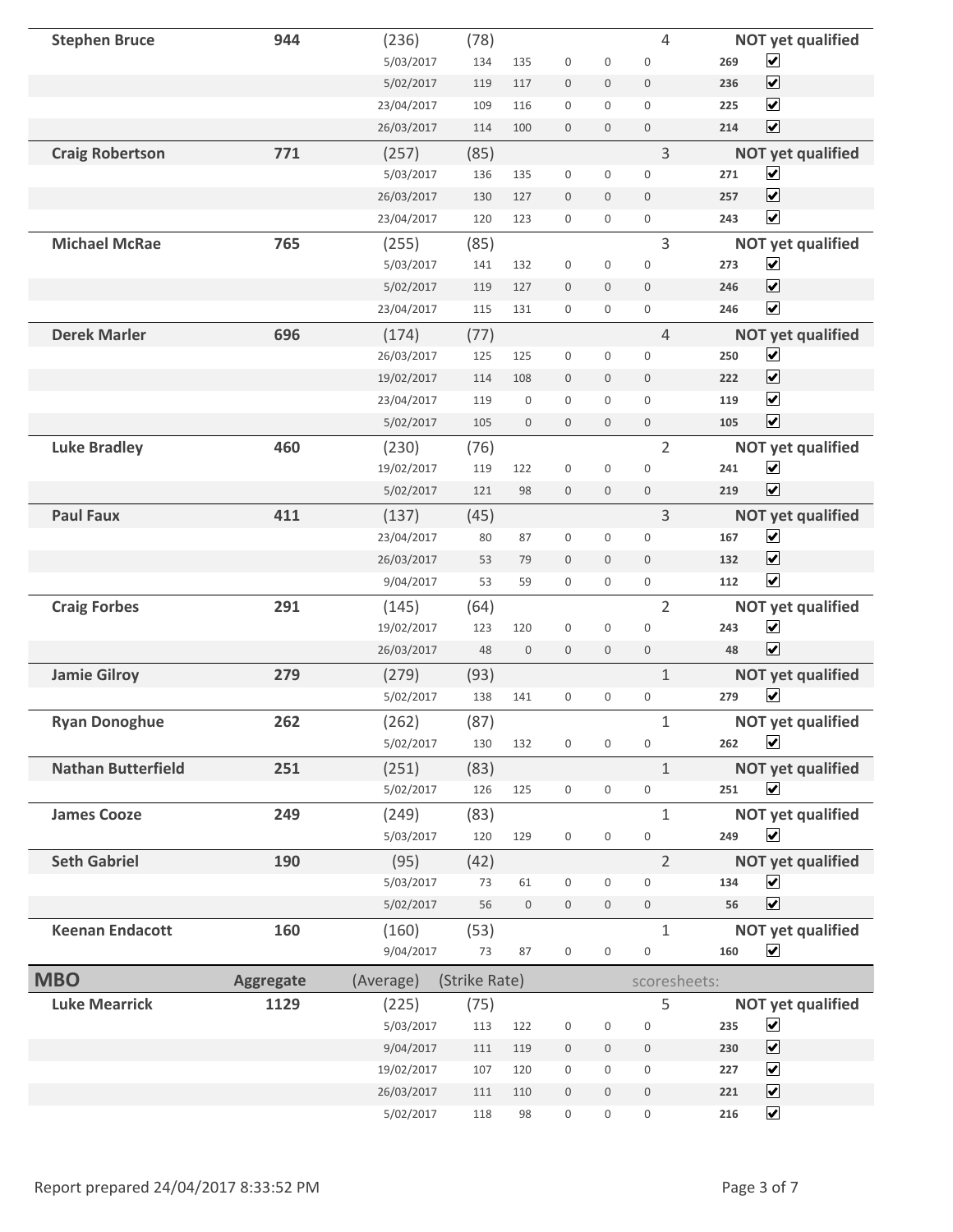| Name | Aggregate | Average | Strike Rate | | | | | Scoresheets | Total | | Status |
|---|---|---|---|---|---|---|---|---|---|---|---|
| **Stephen Bruce** | **944** | (236) | (78) | | | | | 4 | | | **NOT yet qualified** |
| | | 5/03/2017 | 134 | 135 | 0 | 0 | 0 | | **269** | ✔ | |
| | | 5/02/2017 | 119 | 117 | 0 | 0 | 0 | | **236** | ✔ | |
| | | 23/04/2017 | 109 | 116 | 0 | 0 | 0 | | **225** | ✔ | |
| | | 26/03/2017 | 114 | 100 | 0 | 0 | 0 | | **214** | ✔ | |
| **Craig Robertson** | **771** | (257) | (85) | | | | | 3 | | | **NOT yet qualified** |
| | | 5/03/2017 | 136 | 135 | 0 | 0 | 0 | | **271** | ✔ | |
| | | 26/03/2017 | 130 | 127 | 0 | 0 | 0 | | **257** | ✔ | |
| | | 23/04/2017 | 120 | 123 | 0 | 0 | 0 | | **243** | ✔ | |
| **Michael McRae** | **765** | (255) | (85) | | | | | 3 | | | **NOT yet qualified** |
| | | 5/03/2017 | 141 | 132 | 0 | 0 | 0 | | **273** | ✔ | |
| | | 5/02/2017 | 119 | 127 | 0 | 0 | 0 | | **246** | ✔ | |
| | | 23/04/2017 | 115 | 131 | 0 | 0 | 0 | | **246** | ✔ | |
| **Derek Marler** | **696** | (174) | (77) | | | | | 4 | | | **NOT yet qualified** |
| | | 26/03/2017 | 125 | 125 | 0 | 0 | 0 | | **250** | ✔ | |
| | | 19/02/2017 | 114 | 108 | 0 | 0 | 0 | | **222** | ✔ | |
| | | 23/04/2017 | 119 | 0 | 0 | 0 | 0 | | **119** | ✔ | |
| | | 5/02/2017 | 105 | 0 | 0 | 0 | 0 | | **105** | ✔ | |
| **Luke Bradley** | **460** | (230) | (76) | | | | | 2 | | | **NOT yet qualified** |
| | | 19/02/2017 | 119 | 122 | 0 | 0 | 0 | | **241** | ✔ | |
| | | 5/02/2017 | 121 | 98 | 0 | 0 | 0 | | **219** | ✔ | |
| **Paul Faux** | **411** | (137) | (45) | | | | | 3 | | | **NOT yet qualified** |
| | | 23/04/2017 | 80 | 87 | 0 | 0 | 0 | | **167** | ✔ | |
| | | 26/03/2017 | 53 | 79 | 0 | 0 | 0 | | **132** | ✔ | |
| | | 9/04/2017 | 53 | 59 | 0 | 0 | 0 | | **112** | ✔ | |
| **Craig Forbes** | **291** | (145) | (64) | | | | | 2 | | | **NOT yet qualified** |
| | | 19/02/2017 | 123 | 120 | 0 | 0 | 0 | | **243** | ✔ | |
| | | 26/03/2017 | 48 | 0 | 0 | 0 | 0 | | **48** | ✔ | |
| **Jamie Gilroy** | **279** | (279) | (93) | | | | | 1 | | | **NOT yet qualified** |
| | | 5/02/2017 | 138 | 141 | 0 | 0 | 0 | | **279** | ✔ | |
| **Ryan Donoghue** | **262** | (262) | (87) | | | | | 1 | | | **NOT yet qualified** |
| | | 5/02/2017 | 130 | 132 | 0 | 0 | 0 | | **262** | ✔ | |
| **Nathan Butterfield** | **251** | (251) | (83) | | | | | 1 | | | **NOT yet qualified** |
| | | 5/02/2017 | 126 | 125 | 0 | 0 | 0 | | **251** | ✔ | |
| **James Cooze** | **249** | (249) | (83) | | | | | 1 | | | **NOT yet qualified** |
| | | 5/03/2017 | 120 | 129 | 0 | 0 | 0 | | **249** | ✔ | |
| **Seth Gabriel** | **190** | (95) | (42) | | | | | 2 | | | **NOT yet qualified** |
| | | 5/03/2017 | 73 | 61 | 0 | 0 | 0 | | **134** | ✔ | |
| | | 5/02/2017 | 56 | 0 | 0 | 0 | 0 | | **56** | ✔ | |
| **Keenan Endacott** | **160** | (160) | (53) | | | | | 1 | | | **NOT yet qualified** |
| | | 9/04/2017 | 73 | 87 | 0 | 0 | 0 | | **160** | ✔ | |

| **MBO** | **Aggregate** | (Average) | (Strike Rate) | | | | | scoresheets: | | | |
|---|---|---|---|---|---|---|---|---|---|---|---|
| **Luke Mearrick** | **1129** | (225) | (75) | | | | | 5 | | | **NOT yet qualified** |
| | | 5/03/2017 | 113 | 122 | 0 | 0 | 0 | | **235** | ✔ | |
| | | 9/04/2017 | 111 | 119 | 0 | 0 | 0 | | **230** | ✔ | |
| | | 19/02/2017 | 107 | 120 | 0 | 0 | 0 | | **227** | ✔ | |
| | | 26/03/2017 | 111 | 110 | 0 | 0 | 0 | | **221** | ✔ | |
| | | 5/02/2017 | 118 | 98 | 0 | 0 | 0 | | **216** | ✔ | |

Report prepared 24/04/2017 8:33:52 PM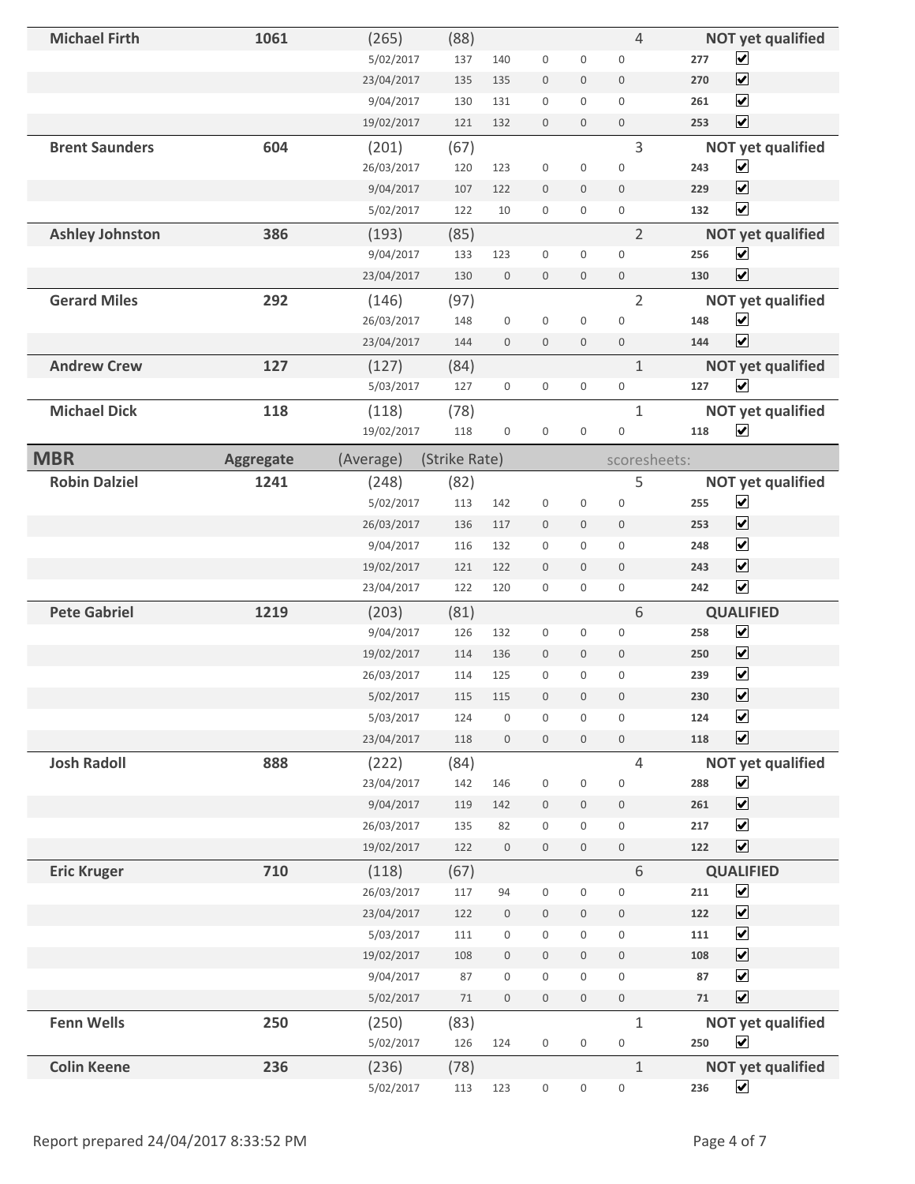| Name | Aggregate | (Average) | (Strike Rate) | | | | | scoresheets: | | |
|---|---|---|---|---|---|---|---|---|---|---|
| **Michael Firth** | **1061** | (265) | (88) | | | | | 4 | | **NOT yet qualified** |
| | | 5/02/2017 | 137 | 140 | 0 | 0 | 0 | | **277** | ☑ |
| | | 23/04/2017 | 135 | 135 | 0 | 0 | 0 | | **270** | ☑ |
| | | 9/04/2017 | 130 | 131 | 0 | 0 | 0 | | **261** | ☑ |
| | | 19/02/2017 | 121 | 132 | 0 | 0 | 0 | | **253** | ☑ |
| **Brent Saunders** | **604** | (201) | (67) | | | | | 3 | | **NOT yet qualified** |
| | | 26/03/2017 | 120 | 123 | 0 | 0 | 0 | | **243** | ☑ |
| | | 9/04/2017 | 107 | 122 | 0 | 0 | 0 | | **229** | ☑ |
| | | 5/02/2017 | 122 | 10 | 0 | 0 | 0 | | **132** | ☑ |
| **Ashley Johnston** | **386** | (193) | (85) | | | | | 2 | | **NOT yet qualified** |
| | | 9/04/2017 | 133 | 123 | 0 | 0 | 0 | | **256** | ☑ |
| | | 23/04/2017 | 130 | 0 | 0 | 0 | 0 | | **130** | ☑ |
| **Gerard Miles** | **292** | (146) | (97) | | | | | 2 | | **NOT yet qualified** |
| | | 26/03/2017 | 148 | 0 | 0 | 0 | 0 | | **148** | ☑ |
| | | 23/04/2017 | 144 | 0 | 0 | 0 | 0 | | **144** | ☑ |
| **Andrew Crew** | **127** | (127) | (84) | | | | | 1 | | **NOT yet qualified** |
| | | 5/03/2017 | 127 | 0 | 0 | 0 | 0 | | **127** | ☑ |
| **Michael Dick** | **118** | (118) | (78) | | | | | 1 | | **NOT yet qualified** |
| | | 19/02/2017 | 118 | 0 | 0 | 0 | 0 | | **118** | ☑ |

| MBR | Aggregate | (Average) | (Strike Rate) | | | | | scoresheets: | | |
|---|---|---|---|---|---|---|---|---|---|---|
| **Robin Dalziel** | **1241** | (248) | (82) | | | | | 5 | | **NOT yet qualified** |
| | | 5/02/2017 | 113 | 142 | 0 | 0 | 0 | | **255** | ☑ |
| | | 26/03/2017 | 136 | 117 | 0 | 0 | 0 | | **253** | ☑ |
| | | 9/04/2017 | 116 | 132 | 0 | 0 | 0 | | **248** | ☑ |
| | | 19/02/2017 | 121 | 122 | 0 | 0 | 0 | | **243** | ☑ |
| | | 23/04/2017 | 122 | 120 | 0 | 0 | 0 | | **242** | ☑ |
| **Pete Gabriel** | **1219** | (203) | (81) | | | | | 6 | | **QUALIFIED** |
| | | 9/04/2017 | 126 | 132 | 0 | 0 | 0 | | **258** | ☑ |
| | | 19/02/2017 | 114 | 136 | 0 | 0 | 0 | | **250** | ☑ |
| | | 26/03/2017 | 114 | 125 | 0 | 0 | 0 | | **239** | ☑ |
| | | 5/02/2017 | 115 | 115 | 0 | 0 | 0 | | **230** | ☑ |
| | | 5/03/2017 | 124 | 0 | 0 | 0 | 0 | | **124** | ☑ |
| | | 23/04/2017 | 118 | 0 | 0 | 0 | 0 | | **118** | ☑ |
| **Josh Radoll** | **888** | (222) | (84) | | | | | 4 | | **NOT yet qualified** |
| | | 23/04/2017 | 142 | 146 | 0 | 0 | 0 | | **288** | ☑ |
| | | 9/04/2017 | 119 | 142 | 0 | 0 | 0 | | **261** | ☑ |
| | | 26/03/2017 | 135 | 82 | 0 | 0 | 0 | | **217** | ☑ |
| | | 19/02/2017 | 122 | 0 | 0 | 0 | 0 | | **122** | ☑ |
| **Eric Kruger** | **710** | (118) | (67) | | | | | 6 | | **QUALIFIED** |
| | | 26/03/2017 | 117 | 94 | 0 | 0 | 0 | | **211** | ☑ |
| | | 23/04/2017 | 122 | 0 | 0 | 0 | 0 | | **122** | ☑ |
| | | 5/03/2017 | 111 | 0 | 0 | 0 | 0 | | **111** | ☑ |
| | | 19/02/2017 | 108 | 0 | 0 | 0 | 0 | | **108** | ☑ |
| | | 9/04/2017 | 87 | 0 | 0 | 0 | 0 | | **87** | ☑ |
| | | 5/02/2017 | 71 | 0 | 0 | 0 | 0 | | **71** | ☑ |
| **Fenn Wells** | **250** | (250) | (83) | | | | | 1 | | **NOT yet qualified** |
| | | 5/02/2017 | 126 | 124 | 0 | 0 | 0 | | **250** | ☑ |
| **Colin Keene** | **236** | (236) | (78) | | | | | 1 | | **NOT yet qualified** |
| | | 5/02/2017 | 113 | 123 | 0 | 0 | 0 | | **236** | ☑ |

Report prepared 24/04/2017 8:33:52 PM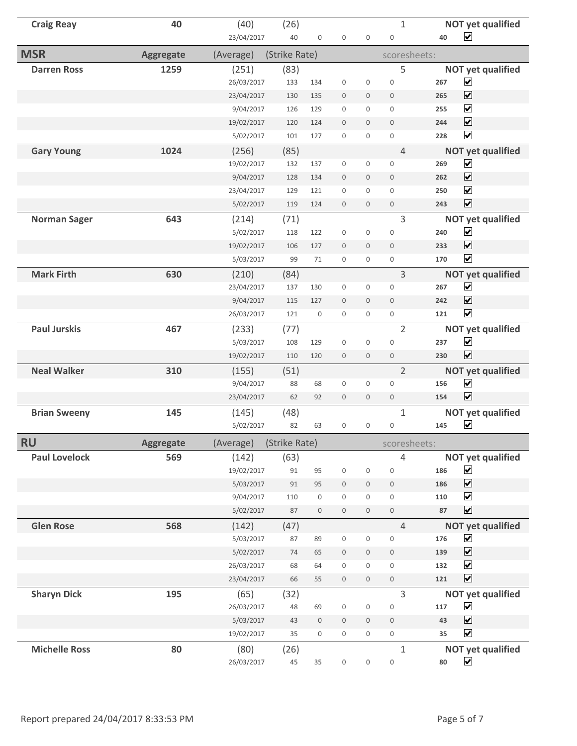| Craig Reay | 40 | (40) | (26) | | | | | 1 | | NOT yet qualified |
|---|---|---|---|---|---|---|---|---|---|---|
| | | 23/04/2017 | 40 | 0 | 0 | 0 | 0 | | 40 | ✔ |

| MSR | Aggregate | (Average) | (Strike Rate) | | | | | scoresheets: | | |
|---|---|---|---|---|---|---|---|---|---|---|
| **Darren Ross** | **1259** | (251) | (83) | | | | | 5 | | **NOT yet qualified** |
| | | 26/03/2017 | 133 | 134 | 0 | 0 | 0 | | **267** | ✔ |
| | | 23/04/2017 | 130 | 135 | 0 | 0 | 0 | | **265** | ✔ |
| | | 9/04/2017 | 126 | 129 | 0 | 0 | 0 | | **255** | ✔ |
| | | 19/02/2017 | 120 | 124 | 0 | 0 | 0 | | **244** | ✔ |
| | | 5/02/2017 | 101 | 127 | 0 | 0 | 0 | | **228** | ✔ |
| **Gary Young** | **1024** | (256) | (85) | | | | | 4 | | **NOT yet qualified** |
| | | 19/02/2017 | 132 | 137 | 0 | 0 | 0 | | **269** | ✔ |
| | | 9/04/2017 | 128 | 134 | 0 | 0 | 0 | | **262** | ✔ |
| | | 23/04/2017 | 129 | 121 | 0 | 0 | 0 | | **250** | ✔ |
| | | 5/02/2017 | 119 | 124 | 0 | 0 | 0 | | **243** | ✔ |
| **Norman Sager** | **643** | (214) | (71) | | | | | 3 | | **NOT yet qualified** |
| | | 5/02/2017 | 118 | 122 | 0 | 0 | 0 | | **240** | ✔ |
| | | 19/02/2017 | 106 | 127 | 0 | 0 | 0 | | **233** | ✔ |
| | | 5/03/2017 | 99 | 71 | 0 | 0 | 0 | | **170** | ✔ |
| **Mark Firth** | **630** | (210) | (84) | | | | | 3 | | **NOT yet qualified** |
| | | 23/04/2017 | 137 | 130 | 0 | 0 | 0 | | **267** | ✔ |
| | | 9/04/2017 | 115 | 127 | 0 | 0 | 0 | | **242** | ✔ |
| | | 26/03/2017 | 121 | 0 | 0 | 0 | 0 | | **121** | ✔ |
| **Paul Jurskis** | **467** | (233) | (77) | | | | | 2 | | **NOT yet qualified** |
| | | 5/03/2017 | 108 | 129 | 0 | 0 | 0 | | **237** | ✔ |
| | | 19/02/2017 | 110 | 120 | 0 | 0 | 0 | | **230** | ✔ |
| **Neal Walker** | **310** | (155) | (51) | | | | | 2 | | **NOT yet qualified** |
| | | 9/04/2017 | 88 | 68 | 0 | 0 | 0 | | **156** | ✔ |
| | | 23/04/2017 | 62 | 92 | 0 | 0 | 0 | | **154** | ✔ |
| **Brian Sweeny** | **145** | (145) | (48) | | | | | 1 | | **NOT yet qualified** |
| | | 5/02/2017 | 82 | 63 | 0 | 0 | 0 | | **145** | ✔ |

| RU | Aggregate | (Average) | (Strike Rate) | | | | | scoresheets: | | |
|---|---|---|---|---|---|---|---|---|---|---|
| **Paul Lovelock** | **569** | (142) | (63) | | | | | 4 | | **NOT yet qualified** |
| | | 19/02/2017 | 91 | 95 | 0 | 0 | 0 | | **186** | ✔ |
| | | 5/03/2017 | 91 | 95 | 0 | 0 | 0 | | **186** | ✔ |
| | | 9/04/2017 | 110 | 0 | 0 | 0 | 0 | | **110** | ✔ |
| | | 5/02/2017 | 87 | 0 | 0 | 0 | 0 | | **87** | ✔ |
| **Glen Rose** | **568** | (142) | (47) | | | | | 4 | | **NOT yet qualified** |
| | | 5/03/2017 | 87 | 89 | 0 | 0 | 0 | | **176** | ✔ |
| | | 5/02/2017 | 74 | 65 | 0 | 0 | 0 | | **139** | ✔ |
| | | 26/03/2017 | 68 | 64 | 0 | 0 | 0 | | **132** | ✔ |
| | | 23/04/2017 | 66 | 55 | 0 | 0 | 0 | | **121** | ✔ |
| **Sharyn Dick** | **195** | (65) | (32) | | | | | 3 | | **NOT yet qualified** |
| | | 26/03/2017 | 48 | 69 | 0 | 0 | 0 | | **117** | ✔ |
| | | 5/03/2017 | 43 | 0 | 0 | 0 | 0 | | **43** | ✔ |
| | | 19/02/2017 | 35 | 0 | 0 | 0 | 0 | | **35** | ✔ |
| **Michelle Ross** | **80** | (80) | (26) | | | | | 1 | | **NOT yet qualified** |
| | | 26/03/2017 | 45 | 35 | 0 | 0 | 0 | | **80** | ✔ |

Report prepared 24/04/2017 8:33:53 PM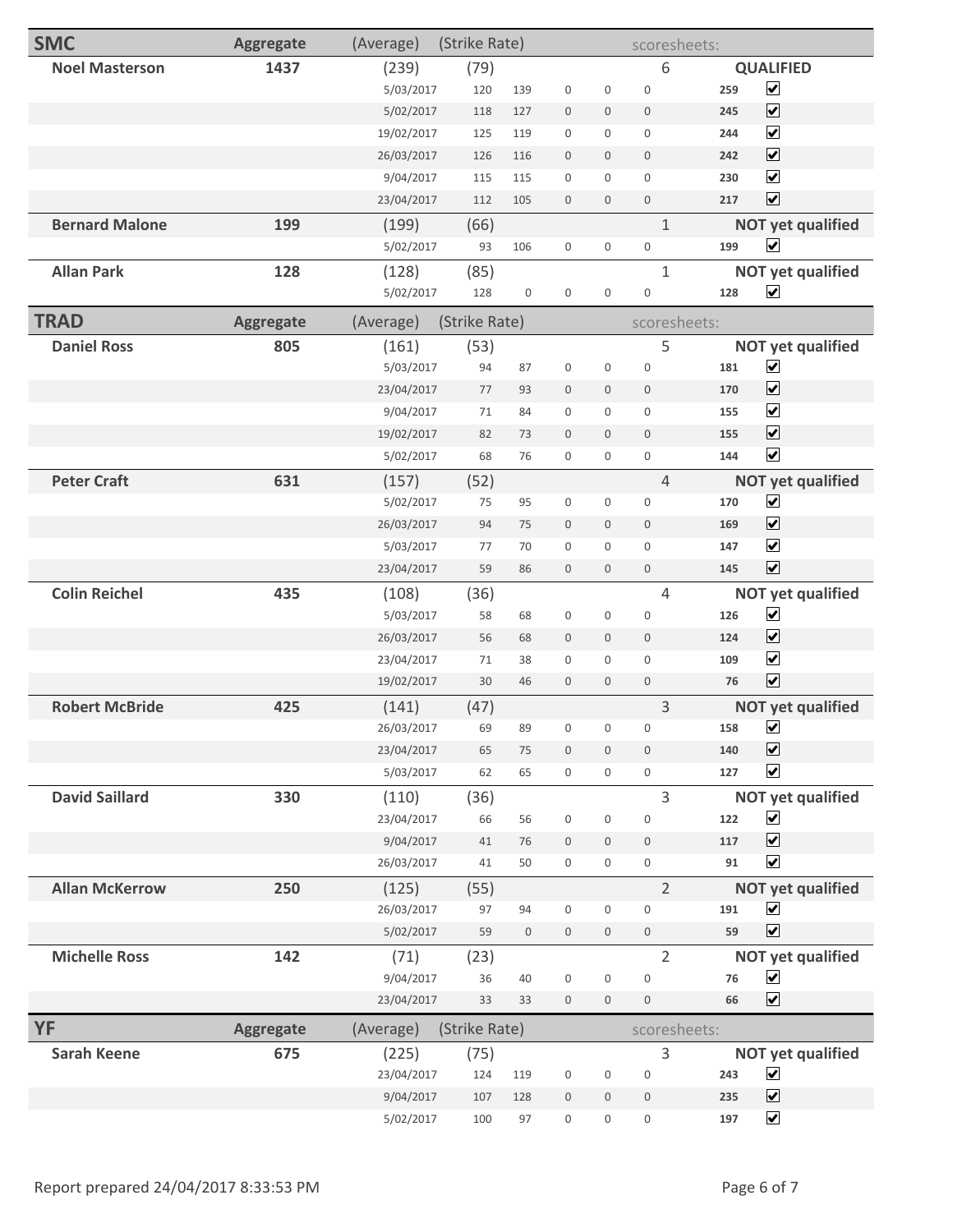| SMC | Aggregate | (Average) | (Strike Rate) | | | | | scoresheets: | | |
|---|---|---|---|---|---|---|---|---|---|---|
| **Noel Masterson** | **1437** | (239) | (79) | | | | | 6 | | **QUALIFIED** |
| | | 5/03/2017 | 120 | 139 | 0 | 0 | 0 | | 259 | ☑ |
| | | 5/02/2017 | 118 | 127 | 0 | 0 | 0 | | 245 | ☑ |
| | | 19/02/2017 | 125 | 119 | 0 | 0 | 0 | | 244 | ☑ |
| | | 26/03/2017 | 126 | 116 | 0 | 0 | 0 | | 242 | ☑ |
| | | 9/04/2017 | 115 | 115 | 0 | 0 | 0 | | 230 | ☑ |
| | | 23/04/2017 | 112 | 105 | 0 | 0 | 0 | | 217 | ☑ |
| **Bernard Malone** | **199** | (199) | (66) | | | | | 1 | | **NOT yet qualified** |
| | | 5/02/2017 | 93 | 106 | 0 | 0 | 0 | | 199 | ☑ |
| **Allan Park** | **128** | (128) | (85) | | | | | 1 | | **NOT yet qualified** |
| | | 5/02/2017 | 128 | 0 | 0 | 0 | 0 | | 128 | ☑ |

| TRAD | Aggregate | (Average) | (Strike Rate) | | | | | scoresheets: | | |
|---|---|---|---|---|---|---|---|---|---|---|
| **Daniel Ross** | **805** | (161) | (53) | | | | | 5 | | **NOT yet qualified** |
| | | 5/03/2017 | 94 | 87 | 0 | 0 | 0 | | 181 | ☑ |
| | | 23/04/2017 | 77 | 93 | 0 | 0 | 0 | | 170 | ☑ |
| | | 9/04/2017 | 71 | 84 | 0 | 0 | 0 | | 155 | ☑ |
| | | 19/02/2017 | 82 | 73 | 0 | 0 | 0 | | 155 | ☑ |
| | | 5/02/2017 | 68 | 76 | 0 | 0 | 0 | | 144 | ☑ |
| **Peter Craft** | **631** | (157) | (52) | | | | | 4 | | **NOT yet qualified** |
| | | 5/02/2017 | 75 | 95 | 0 | 0 | 0 | | 170 | ☑ |
| | | 26/03/2017 | 94 | 75 | 0 | 0 | 0 | | 169 | ☑ |
| | | 5/03/2017 | 77 | 70 | 0 | 0 | 0 | | 147 | ☑ |
| | | 23/04/2017 | 59 | 86 | 0 | 0 | 0 | | 145 | ☑ |
| **Colin Reichel** | **435** | (108) | (36) | | | | | 4 | | **NOT yet qualified** |
| | | 5/03/2017 | 58 | 68 | 0 | 0 | 0 | | 126 | ☑ |
| | | 26/03/2017 | 56 | 68 | 0 | 0 | 0 | | 124 | ☑ |
| | | 23/04/2017 | 71 | 38 | 0 | 0 | 0 | | 109 | ☑ |
| | | 19/02/2017 | 30 | 46 | 0 | 0 | 0 | | 76 | ☑ |
| **Robert McBride** | **425** | (141) | (47) | | | | | 3 | | **NOT yet qualified** |
| | | 26/03/2017 | 69 | 89 | 0 | 0 | 0 | | 158 | ☑ |
| | | 23/04/2017 | 65 | 75 | 0 | 0 | 0 | | 140 | ☑ |
| | | 5/03/2017 | 62 | 65 | 0 | 0 | 0 | | 127 | ☑ |
| **David Saillard** | **330** | (110) | (36) | | | | | 3 | | **NOT yet qualified** |
| | | 23/04/2017 | 66 | 56 | 0 | 0 | 0 | | 122 | ☑ |
| | | 9/04/2017 | 41 | 76 | 0 | 0 | 0 | | 117 | ☑ |
| | | 26/03/2017 | 41 | 50 | 0 | 0 | 0 | | 91 | ☑ |
| **Allan McKerrow** | **250** | (125) | (55) | | | | | 2 | | **NOT yet qualified** |
| | | 26/03/2017 | 97 | 94 | 0 | 0 | 0 | | 191 | ☑ |
| | | 5/02/2017 | 59 | 0 | 0 | 0 | 0 | | 59 | ☑ |
| **Michelle Ross** | **142** | (71) | (23) | | | | | 2 | | **NOT yet qualified** |
| | | 9/04/2017 | 36 | 40 | 0 | 0 | 0 | | 76 | ☑ |
| | | 23/04/2017 | 33 | 33 | 0 | 0 | 0 | | 66 | ☑ |

| YF | Aggregate | (Average) | (Strike Rate) | | | | | scoresheets: | | |
|---|---|---|---|---|---|---|---|---|---|---|
| **Sarah Keene** | **675** | (225) | (75) | | | | | 3 | | **NOT yet qualified** |
| | | 23/04/2017 | 124 | 119 | 0 | 0 | 0 | | 243 | ☑ |
| | | 9/04/2017 | 107 | 128 | 0 | 0 | 0 | | 235 | ☑ |
| | | 5/02/2017 | 100 | 97 | 0 | 0 | 0 | | 197 | ☑ |

Report prepared 24/04/2017 8:33:53 PM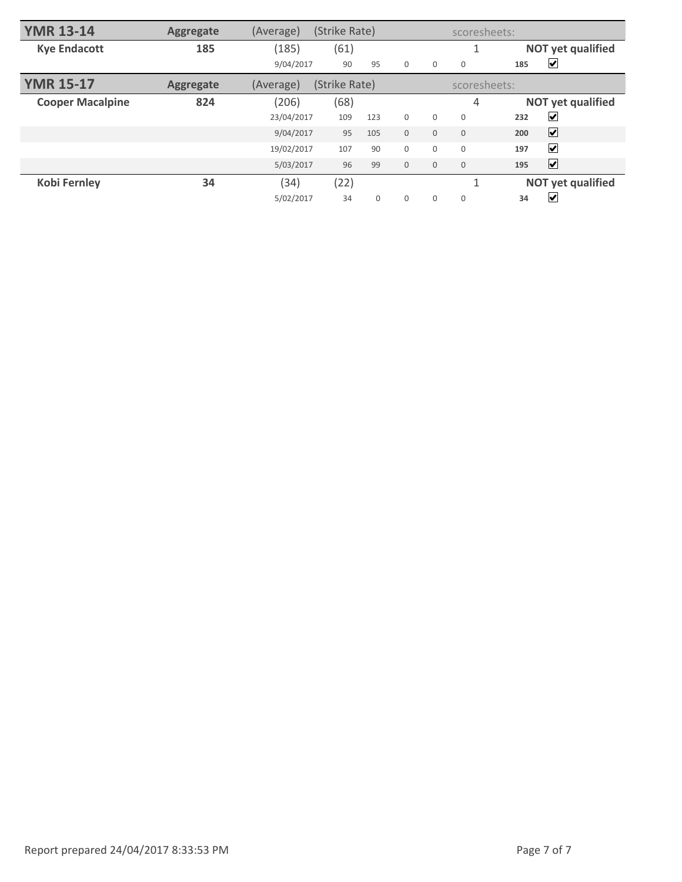| YMR 13-14 | Aggregate | (Average) | (Strike Rate) | | | | | scoresheets: | | |
|---|---|---|---|---|---|---|---|---|---|---|
| **Kye Endacott** | **185** | (185) | (61) | | | | | 1 | | **NOT yet qualified** |
| | | 9/04/2017 | 90 | 95 | 0 | 0 | 0 | | **185** | ☑ |

| YMR 15-17 | Aggregate | (Average) | (Strike Rate) | | | | | scoresheets: | | |
|---|---|---|---|---|---|---|---|---|---|---|
| **Cooper Macalpine** | **824** | (206) | (68) | | | | | 4 | | **NOT yet qualified** |
| | | 23/04/2017 | 109 | 123 | 0 | 0 | 0 | | **232** | ☑ |
| | | 9/04/2017 | 95 | 105 | 0 | 0 | 0 | | **200** | ☑ |
| | | 19/02/2017 | 107 | 90 | 0 | 0 | 0 | | **197** | ☑ |
| | | 5/03/2017 | 96 | 99 | 0 | 0 | 0 | | **195** | ☑ |
| **Kobi Fernley** | **34** | (34) | (22) | | | | | 1 | | **NOT yet qualified** |
| | | 5/02/2017 | 34 | 0 | 0 | 0 | 0 | | **34** | ☑ |

Report prepared 24/04/2017 8:33:53 PM